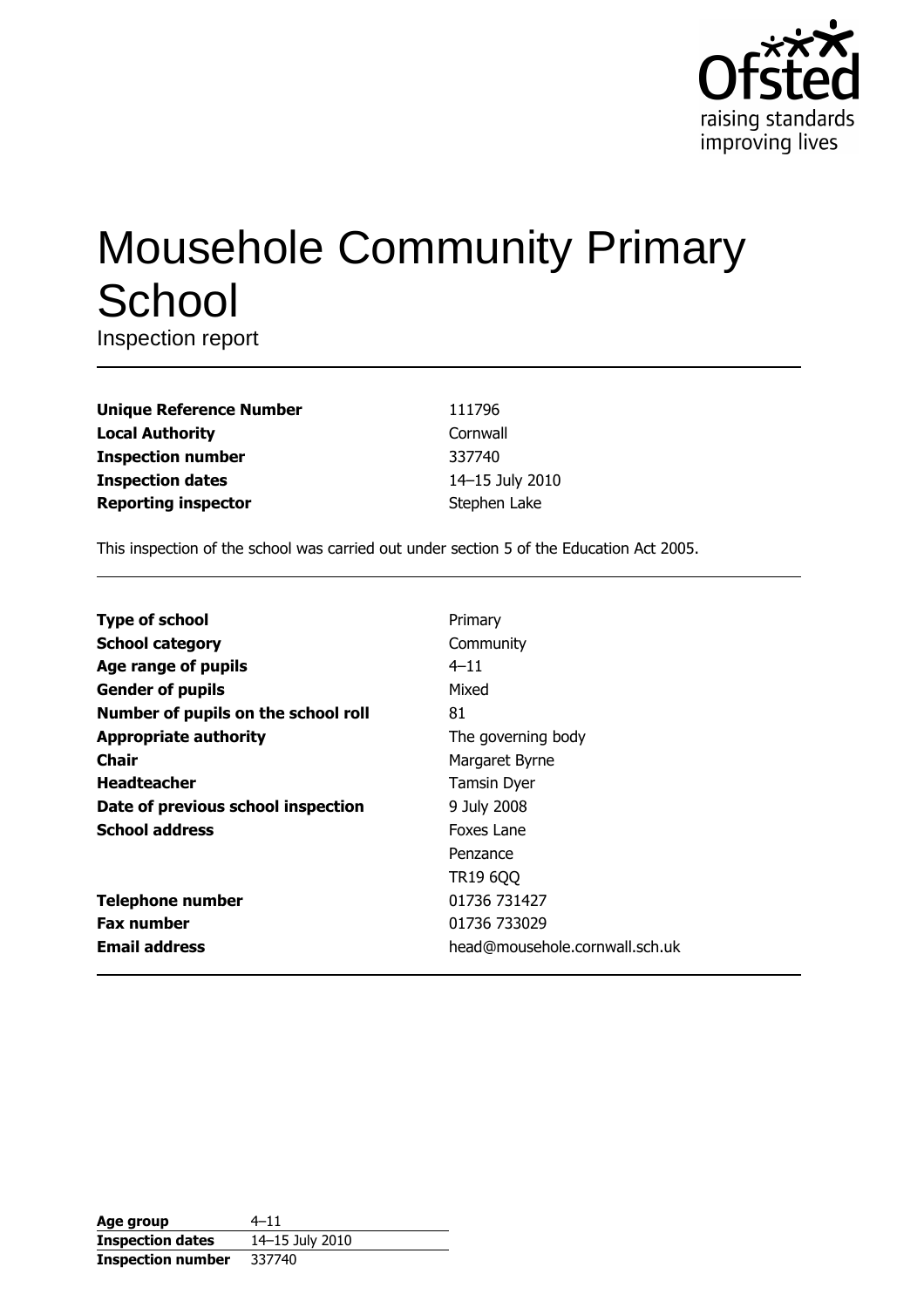Ofsted
raising standards
improving lives

# Mousehole Community Primary School

Inspection report

| | |
|---|---|
| **Unique Reference Number** | 111796 |
| **Local Authority** | Cornwall |
| **Inspection number** | 337740 |
| **Inspection dates** | 14–15 July 2010 |
| **Reporting inspector** | Stephen Lake |

This inspection of the school was carried out under section 5 of the Education Act 2005.

| | |
|---|---|
| **Type of school** | Primary |
| **School category** | Community |
| **Age range of pupils** | 4–11 |
| **Gender of pupils** | Mixed |
| **Number of pupils on the school roll** | 81 |
| **Appropriate authority** | The governing body |
| **Chair** | Margaret Byrne |
| **Headteacher** | Tamsin Dyer |
| **Date of previous school inspection** | 9 July 2008 |
| **School address** | Foxes Lane<br>Penzance<br>TR19 6QQ |
| **Telephone number** | 01736 731427 |
| **Fax number** | 01736 733029 |
| **Email address** | head@mousehole.cornwall.sch.uk |

| | |
|---|---|
| **Age group** | 4–11 |
| **Inspection dates** | 14–15 July 2010 |
| **Inspection number** | 337740 |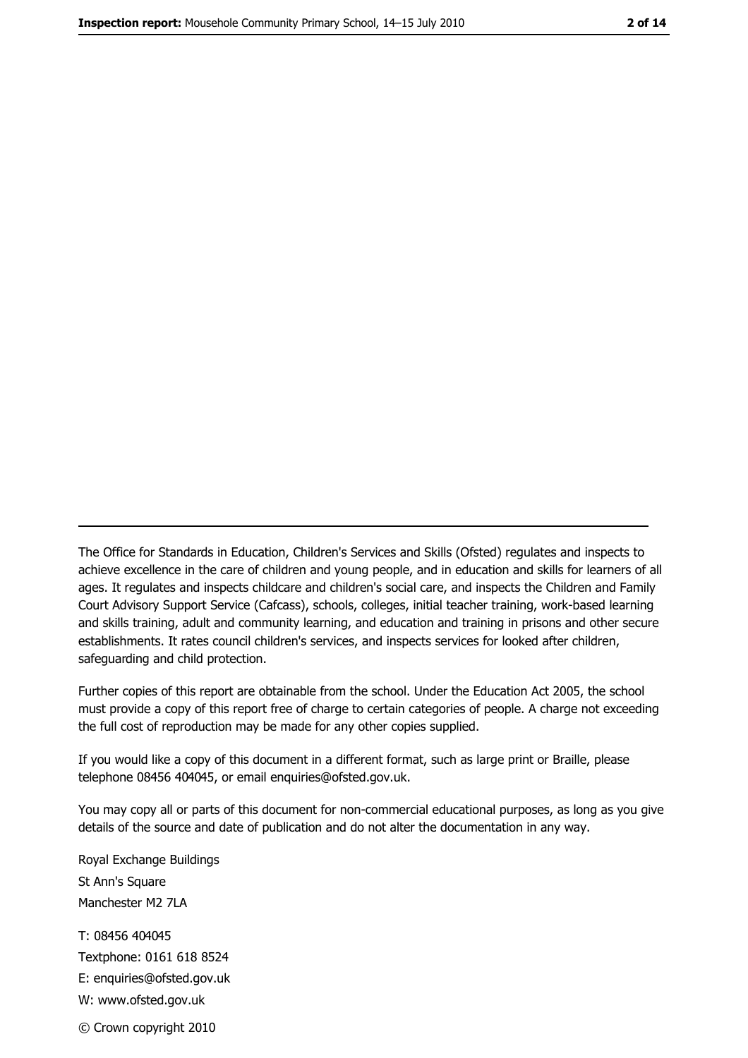The Office for Standards in Education, Children's Services and Skills (Ofsted) regulates and inspects to achieve excellence in the care of children and young people, and in education and skills for learners of all ages. It regulates and inspects childcare and children's social care, and inspects the Children and Family Court Advisory Support Service (Cafcass), schools, colleges, initial teacher training, work-based learning and skills training, adult and community learning, and education and training in prisons and other secure establishments. It rates council children's services, and inspects services for looked after children, safeguarding and child protection.

Further copies of this report are obtainable from the school. Under the Education Act 2005, the school must provide a copy of this report free of charge to certain categories of people. A charge not exceeding the full cost of reproduction may be made for any other copies supplied.

If you would like a copy of this document in a different format, such as large print or Braille, please telephone 08456 404045, or email enquiries@ofsted.gov.uk.

You may copy all or parts of this document for non-commercial educational purposes, as long as you give details of the source and date of publication and do not alter the documentation in any way.

Royal Exchange Buildings
St Ann's Square
Manchester M2 7LA

T: 08456 404045
Textphone: 0161 618 8524
E: enquiries@ofsted.gov.uk
W: www.ofsted.gov.uk

© Crown copyright 2010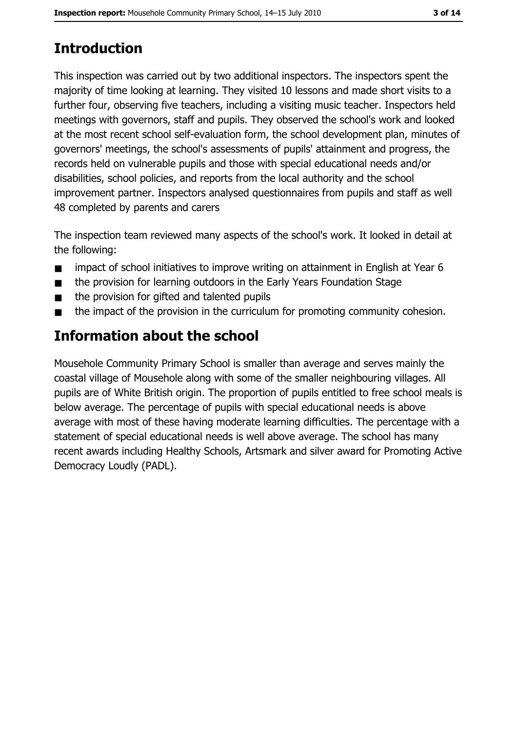## Introduction

This inspection was carried out by two additional inspectors. The inspectors spent the majority of time looking at learning. They visited 10 lessons and made short visits to a further four, observing five teachers, including a visiting music teacher. Inspectors held meetings with governors, staff and pupils. They observed the school's work and looked at the most recent school self-evaluation form, the school development plan, minutes of governors' meetings, the school's assessments of pupils' attainment and progress, the records held on vulnerable pupils and those with special educational needs and/or disabilities, school policies, and reports from the local authority and the school improvement partner. Inspectors analysed questionnaires from pupils and staff as well 48 completed by parents and carers

The inspection team reviewed many aspects of the school's work. It looked in detail at the following:

- impact of school initiatives to improve writing on attainment in English at Year 6
- the provision for learning outdoors in the Early Years Foundation Stage
- the provision for gifted and talented pupils
- the impact of the provision in the curriculum for promoting community cohesion.

## Information about the school

Mousehole Community Primary School is smaller than average and serves mainly the coastal village of Mousehole along with some of the smaller neighbouring villages. All pupils are of White British origin. The proportion of pupils entitled to free school meals is below average. The percentage of pupils with special educational needs is above average with most of these having moderate learning difficulties. The percentage with a statement of special educational needs is well above average. The school has many recent awards including Healthy Schools, Artsmark and silver award for Promoting Active Democracy Loudly (PADL).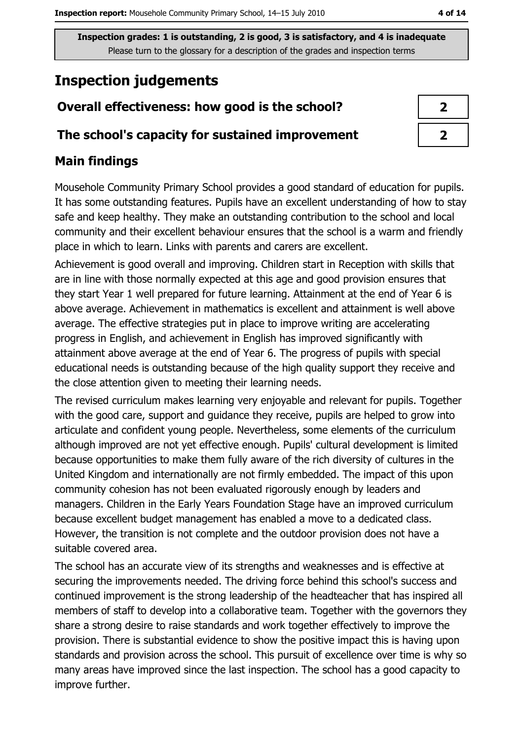**Inspection grades: 1 is outstanding, 2 is good, 3 is satisfactory, and 4 is inadequate**
Please turn to the glossary for a description of the grades and inspection terms

# Inspection judgements

| Overall effectiveness: how good is the school? | 2 |
|---|---|
| The school's capacity for sustained improvement | 2 |

## Main findings

Mousehole Community Primary School provides a good standard of education for pupils. It has some outstanding features. Pupils have an excellent understanding of how to stay safe and keep healthy. They make an outstanding contribution to the school and local community and their excellent behaviour ensures that the school is a warm and friendly place in which to learn. Links with parents and carers are excellent.

Achievement is good overall and improving. Children start in Reception with skills that are in line with those normally expected at this age and good provision ensures that they start Year 1 well prepared for future learning. Attainment at the end of Year 6 is above average. Achievement in mathematics is excellent and attainment is well above average. The effective strategies put in place to improve writing are accelerating progress in English, and achievement in English has improved significantly with attainment above average at the end of Year 6. The progress of pupils with special educational needs is outstanding because of the high quality support they receive and the close attention given to meeting their learning needs.

The revised curriculum makes learning very enjoyable and relevant for pupils. Together with the good care, support and guidance they receive, pupils are helped to grow into articulate and confident young people. Nevertheless, some elements of the curriculum although improved are not yet effective enough. Pupils' cultural development is limited because opportunities to make them fully aware of the rich diversity of cultures in the United Kingdom and internationally are not firmly embedded. The impact of this upon community cohesion has not been evaluated rigorously enough by leaders and managers. Children in the Early Years Foundation Stage have an improved curriculum because excellent budget management has enabled a move to a dedicated class. However, the transition is not complete and the outdoor provision does not have a suitable covered area.

The school has an accurate view of its strengths and weaknesses and is effective at securing the improvements needed. The driving force behind this school's success and continued improvement is the strong leadership of the headteacher that has inspired all members of staff to develop into a collaborative team. Together with the governors they share a strong desire to raise standards and work together effectively to improve the provision. There is substantial evidence to show the positive impact this is having upon standards and provision across the school. This pursuit of excellence over time is why so many areas have improved since the last inspection. The school has a good capacity to improve further.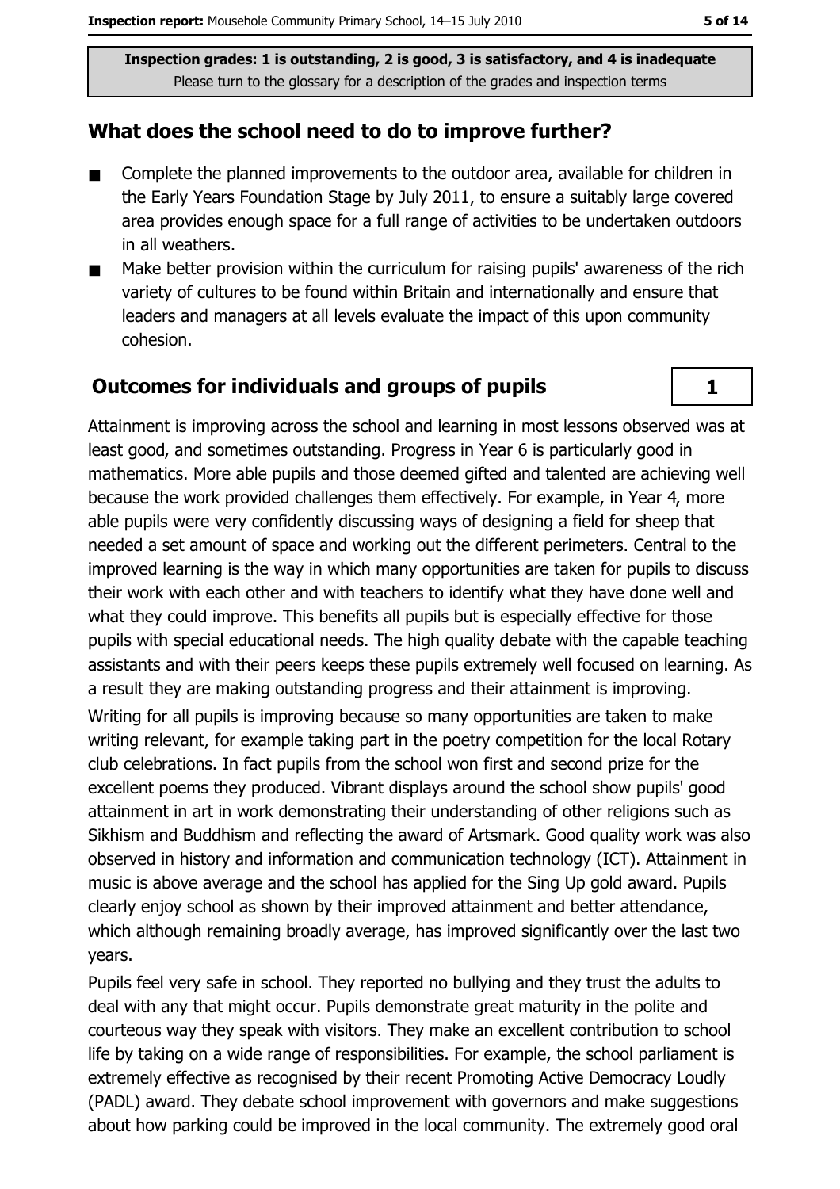**Inspection grades: 1 is outstanding, 2 is good, 3 is satisfactory, and 4 is inadequate**
Please turn to the glossary for a description of the grades and inspection terms

## What does the school need to do to improve further?

- Complete the planned improvements to the outdoor area, available for children in the Early Years Foundation Stage by July 2011, to ensure a suitably large covered area provides enough space for a full range of activities to be undertaken outdoors in all weathers.
- Make better provision within the curriculum for raising pupils' awareness of the rich variety of cultures to be found within Britain and internationally and ensure that leaders and managers at all levels evaluate the impact of this upon community cohesion.

## Outcomes for individuals and groups of pupils

**1**

Attainment is improving across the school and learning in most lessons observed was at least good, and sometimes outstanding. Progress in Year 6 is particularly good in mathematics. More able pupils and those deemed gifted and talented are achieving well because the work provided challenges them effectively. For example, in Year 4, more able pupils were very confidently discussing ways of designing a field for sheep that needed a set amount of space and working out the different perimeters. Central to the improved learning is the way in which many opportunities are taken for pupils to discuss their work with each other and with teachers to identify what they have done well and what they could improve. This benefits all pupils but is especially effective for those pupils with special educational needs. The high quality debate with the capable teaching assistants and with their peers keeps these pupils extremely well focused on learning. As a result they are making outstanding progress and their attainment is improving.

Writing for all pupils is improving because so many opportunities are taken to make writing relevant, for example taking part in the poetry competition for the local Rotary club celebrations. In fact pupils from the school won first and second prize for the excellent poems they produced. Vibrant displays around the school show pupils' good attainment in art in work demonstrating their understanding of other religions such as Sikhism and Buddhism and reflecting the award of Artsmark. Good quality work was also observed in history and information and communication technology (ICT). Attainment in music is above average and the school has applied for the Sing Up gold award. Pupils clearly enjoy school as shown by their improved attainment and better attendance, which although remaining broadly average, has improved significantly over the last two years.

Pupils feel very safe in school. They reported no bullying and they trust the adults to deal with any that might occur. Pupils demonstrate great maturity in the polite and courteous way they speak with visitors. They make an excellent contribution to school life by taking on a wide range of responsibilities. For example, the school parliament is extremely effective as recognised by their recent Promoting Active Democracy Loudly (PADL) award. They debate school improvement with governors and make suggestions about how parking could be improved in the local community. The extremely good oral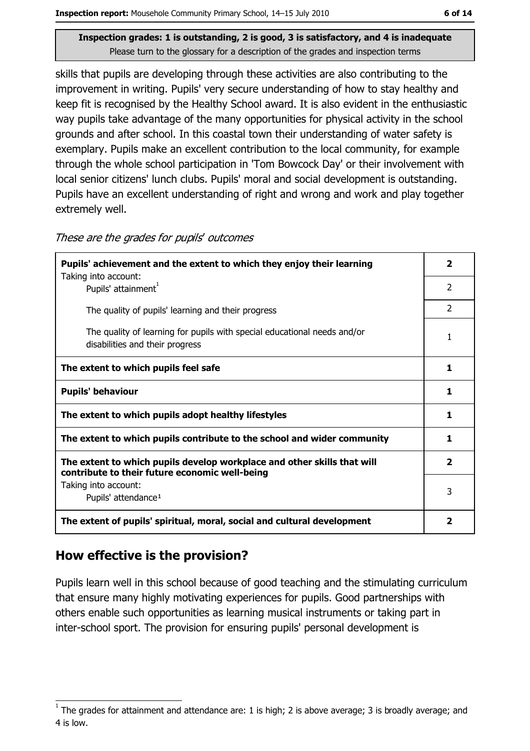**Inspection grades: 1 is outstanding, 2 is good, 3 is satisfactory, and 4 is inadequate**
Please turn to the glossary for a description of the grades and inspection terms

skills that pupils are developing through these activities are also contributing to the improvement in writing. Pupils' very secure understanding of how to stay healthy and keep fit is recognised by the Healthy School award. It is also evident in the enthusiastic way pupils take advantage of the many opportunities for physical activity in the school grounds and after school. In this coastal town their understanding of water safety is exemplary. Pupils make an excellent contribution to the local community, for example through the whole school participation in 'Tom Bowcock Day' or their involvement with local senior citizens' lunch clubs. Pupils' moral and social development is outstanding. Pupils have an excellent understanding of right and wrong and work and play together extremely well.

*These are the grades for pupils' outcomes*

| | |
|---|---|
| **Pupils' achievement and the extent to which they enjoy their learning** | **2** |
| Taking into account: Pupils' attainment[1] | 2 |
| The quality of pupils' learning and their progress | 2 |
| The quality of learning for pupils with special educational needs and/or disabilities and their progress | 1 |
| **The extent to which pupils feel safe** | **1** |
| **Pupils' behaviour** | **1** |
| **The extent to which pupils adopt healthy lifestyles** | **1** |
| **The extent to which pupils contribute to the school and wider community** | **1** |
| **The extent to which pupils develop workplace and other skills that will contribute to their future economic well-being** | **2** |
| Taking into account: Pupils' attendance[1] | 3 |
| **The extent of pupils' spiritual, moral, social and cultural development** | **2** |

## How effective is the provision?

Pupils learn well in this school because of good teaching and the stimulating curriculum that ensure many highly motivating experiences for pupils. Good partnerships with others enable such opportunities as learning musical instruments or taking part in inter-school sport. The provision for ensuring pupils' personal development is

[1] The grades for attainment and attendance are: 1 is high; 2 is above average; 3 is broadly average; and 4 is low.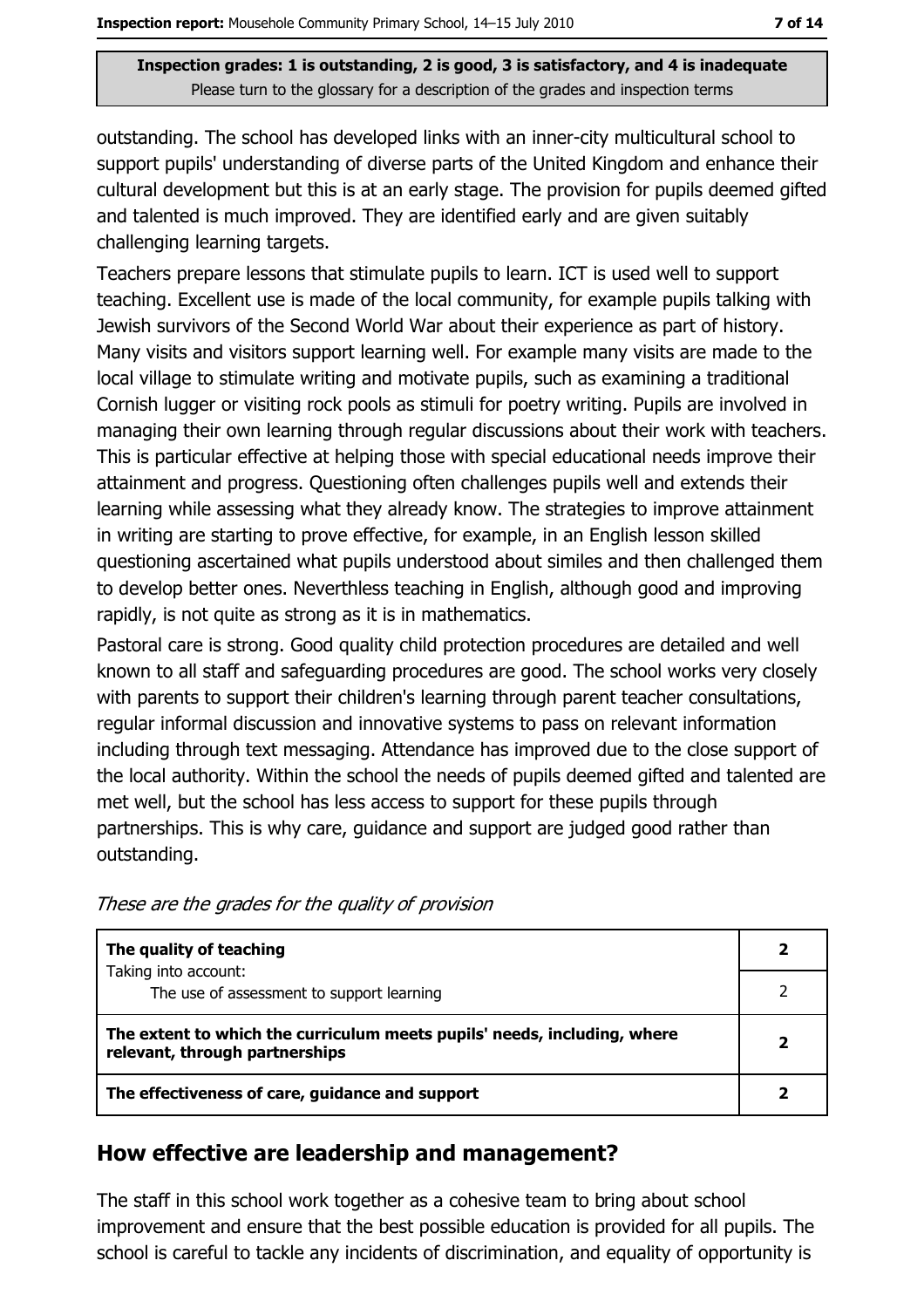outstanding. The school has developed links with an inner-city multicultural school to support pupils' understanding of diverse parts of the United Kingdom and enhance their cultural development but this is at an early stage. The provision for pupils deemed gifted and talented is much improved. They are identified early and are given suitably challenging learning targets.

Teachers prepare lessons that stimulate pupils to learn. ICT is used well to support teaching. Excellent use is made of the local community, for example pupils talking with Jewish survivors of the Second World War about their experience as part of history. Many visits and visitors support learning well. For example many visits are made to the local village to stimulate writing and motivate pupils, such as examining a traditional Cornish lugger or visiting rock pools as stimuli for poetry writing. Pupils are involved in managing their own learning through regular discussions about their work with teachers. This is particular effective at helping those with special educational needs improve their attainment and progress. Questioning often challenges pupils well and extends their learning while assessing what they already know. The strategies to improve attainment in writing are starting to prove effective, for example, in an English lesson skilled questioning ascertained what pupils understood about similes and then challenged them to develop better ones. Neverthless teaching in English, although good and improving rapidly, is not quite as strong as it is in mathematics.

Pastoral care is strong. Good quality child protection procedures are detailed and well known to all staff and safeguarding procedures are good. The school works very closely with parents to support their children's learning through parent teacher consultations, regular informal discussion and innovative systems to pass on relevant information including through text messaging. Attendance has improved due to the close support of the local authority. Within the school the needs of pupils deemed gifted and talented are met well, but the school has less access to support for these pupils through partnerships. This is why care, guidance and support are judged good rather than outstanding.

*These are the grades for the quality of provision*

| | |
|---|---|
| **The quality of teaching** | **2** |
| Taking into account: The use of assessment to support learning | 2 |
| **The extent to which the curriculum meets pupils' needs, including, where relevant, through partnerships** | **2** |
| **The effectiveness of care, guidance and support** | **2** |

## How effective are leadership and management?

The staff in this school work together as a cohesive team to bring about school improvement and ensure that the best possible education is provided for all pupils. The school is careful to tackle any incidents of discrimination, and equality of opportunity is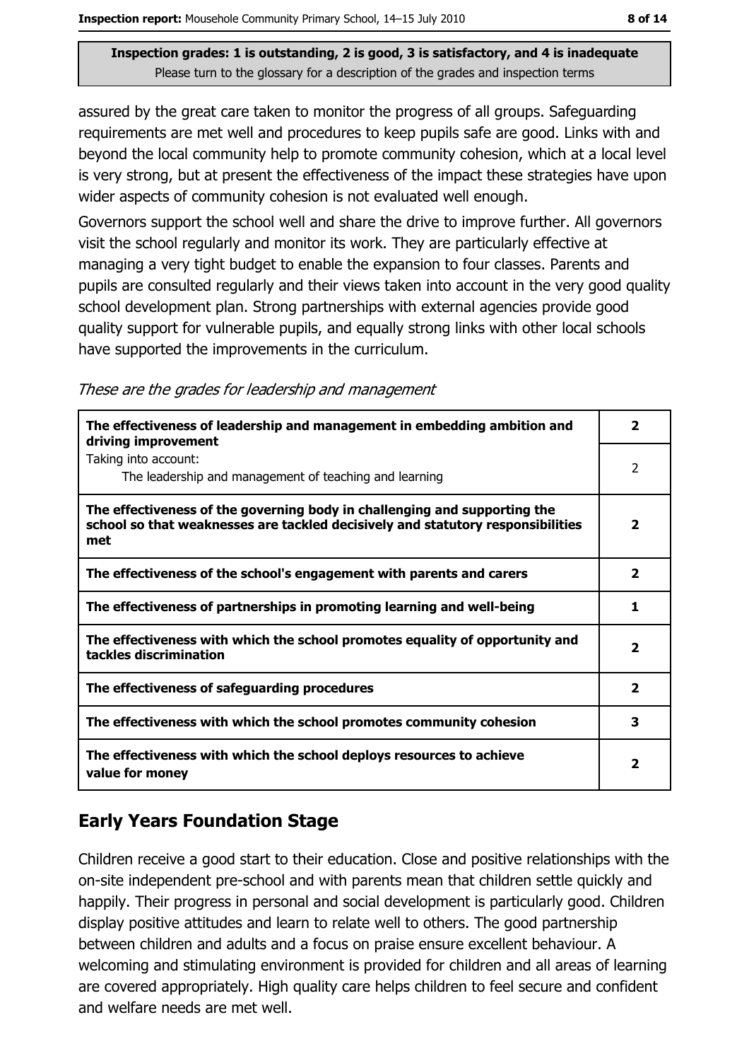**Inspection grades: 1 is outstanding, 2 is good, 3 is satisfactory, and 4 is inadequate**
Please turn to the glossary for a description of the grades and inspection terms

assured by the great care taken to monitor the progress of all groups. Safeguarding requirements are met well and procedures to keep pupils safe are good. Links with and beyond the local community help to promote community cohesion, which at a local level is very strong, but at present the effectiveness of the impact these strategies have upon wider aspects of community cohesion is not evaluated well enough.

Governors support the school well and share the drive to improve further. All governors visit the school regularly and monitor its work. They are particularly effective at managing a very tight budget to enable the expansion to four classes. Parents and pupils are consulted regularly and their views taken into account in the very good quality school development plan. Strong partnerships with external agencies provide good quality support for vulnerable pupils, and equally strong links with other local schools have supported the improvements in the curriculum.

*These are the grades for leadership and management*

| | |
|---|---|
| **The effectiveness of leadership and management in embedding ambition and driving improvement** | **2** |
| Taking into account: The leadership and management of teaching and learning | 2 |
| **The effectiveness of the governing body in challenging and supporting the school so that weaknesses are tackled decisively and statutory responsibilities met** | **2** |
| **The effectiveness of the school's engagement with parents and carers** | **2** |
| **The effectiveness of partnerships in promoting learning and well-being** | **1** |
| **The effectiveness with which the school promotes equality of opportunity and tackles discrimination** | **2** |
| **The effectiveness of safeguarding procedures** | **2** |
| **The effectiveness with which the school promotes community cohesion** | **3** |
| **The effectiveness with which the school deploys resources to achieve value for money** | **2** |

## Early Years Foundation Stage

Children receive a good start to their education. Close and positive relationships with the on-site independent pre-school and with parents mean that children settle quickly and happily. Their progress in personal and social development is particularly good. Children display positive attitudes and learn to relate well to others. The good partnership between children and adults and a focus on praise ensure excellent behaviour. A welcoming and stimulating environment is provided for children and all areas of learning are covered appropriately. High quality care helps children to feel secure and confident and welfare needs are met well.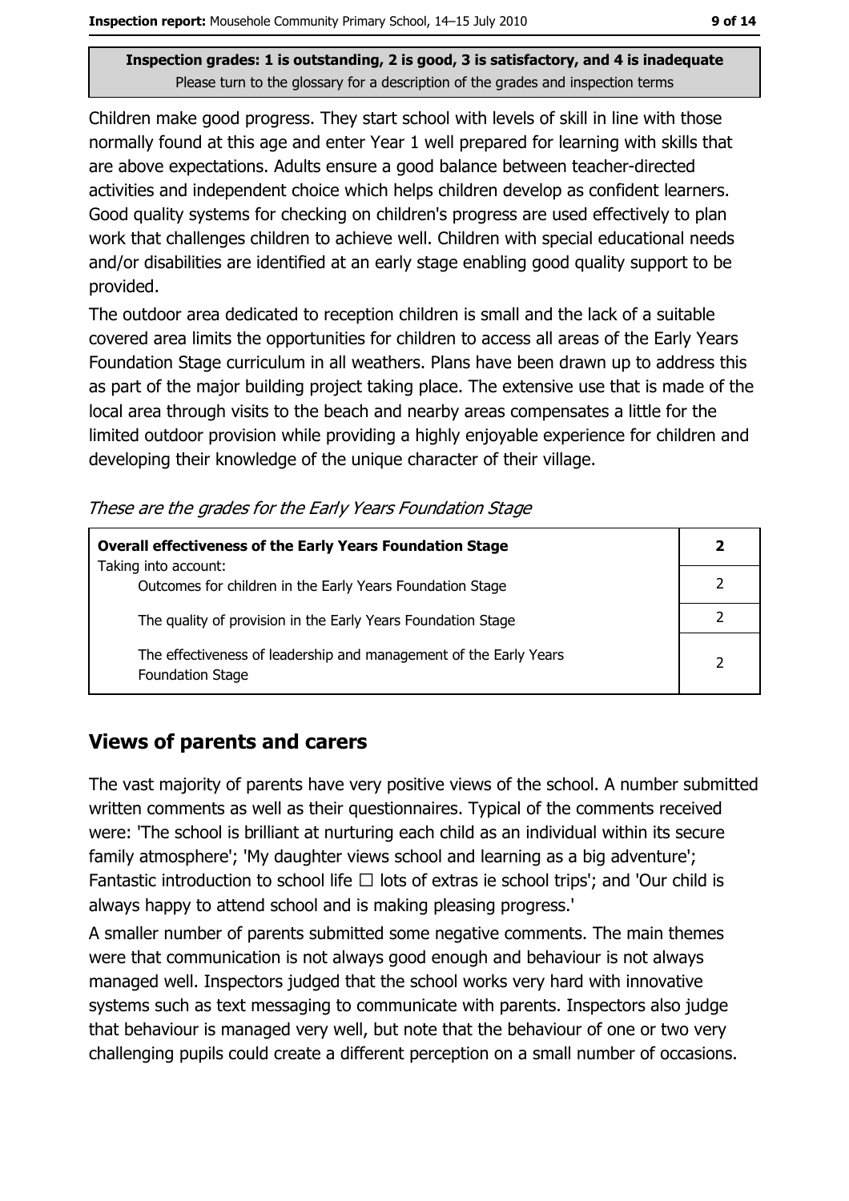**Inspection grades: 1 is outstanding, 2 is good, 3 is satisfactory, and 4 is inadequate**
Please turn to the glossary for a description of the grades and inspection terms

Children make good progress. They start school with levels of skill in line with those normally found at this age and enter Year 1 well prepared for learning with skills that are above expectations. Adults ensure a good balance between teacher-directed activities and independent choice which helps children develop as confident learners. Good quality systems for checking on children's progress are used effectively to plan work that challenges children to achieve well. Children with special educational needs and/or disabilities are identified at an early stage enabling good quality support to be provided.

The outdoor area dedicated to reception children is small and the lack of a suitable covered area limits the opportunities for children to access all areas of the Early Years Foundation Stage curriculum in all weathers. Plans have been drawn up to address this as part of the major building project taking place. The extensive use that is made of the local area through visits to the beach and nearby areas compensates a little for the limited outdoor provision while providing a highly enjoyable experience for children and developing their knowledge of the unique character of their village.

*These are the grades for the Early Years Foundation Stage*

| **Overall effectiveness of the Early Years Foundation Stage** | **2** |
|---|---|
| Taking into account: Outcomes for children in the Early Years Foundation Stage | 2 |
| The quality of provision in the Early Years Foundation Stage | 2 |
| The effectiveness of leadership and management of the Early Years Foundation Stage | 2 |

## Views of parents and carers

The vast majority of parents have very positive views of the school. A number submitted written comments as well as their questionnaires. Typical of the comments received were: 'The school is brilliant at nurturing each child as an individual within its secure family atmosphere'; 'My daughter views school and learning as a big adventure'; Fantastic introduction to school life ☐ lots of extras ie school trips'; and 'Our child is always happy to attend school and is making pleasing progress.'

A smaller number of parents submitted some negative comments. The main themes were that communication is not always good enough and behaviour is not always managed well. Inspectors judged that the school works very hard with innovative systems such as text messaging to communicate with parents. Inspectors also judge that behaviour is managed very well, but note that the behaviour of one or two very challenging pupils could create a different perception on a small number of occasions.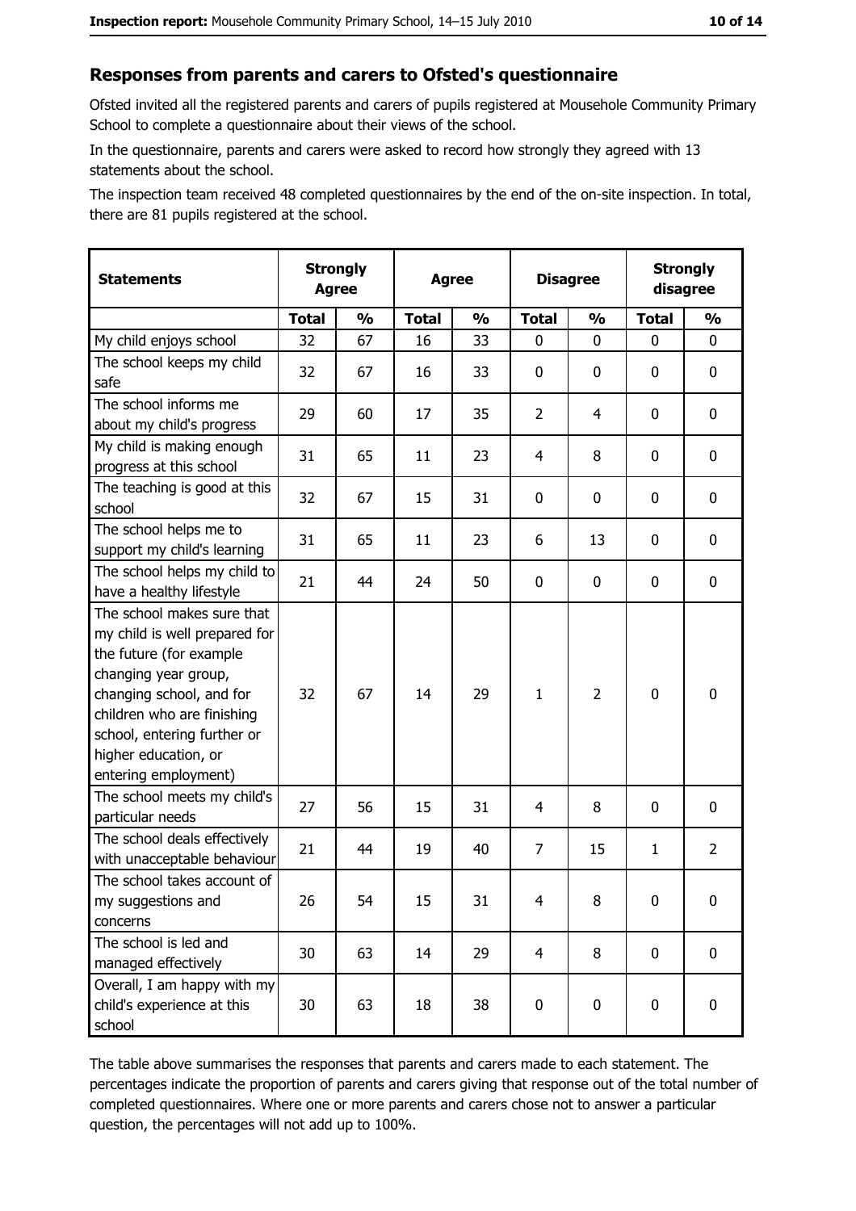## Responses from parents and carers to Ofsted's questionnaire

Ofsted invited all the registered parents and carers of pupils registered at Mousehole Community Primary School to complete a questionnaire about their views of the school.

In the questionnaire, parents and carers were asked to record how strongly they agreed with 13 statements about the school.

The inspection team received 48 completed questionnaires by the end of the on-site inspection. In total, there are 81 pupils registered at the school.

| Statements | Strongly Agree | | Agree | | Disagree | | Strongly disagree | |
|---|---|---|---|---|---|---|---|---|
| | Total | % | Total | % | Total | % | Total | % |
| My child enjoys school | 32 | 67 | 16 | 33 | 0 | 0 | 0 | 0 |
| The school keeps my child safe | 32 | 67 | 16 | 33 | 0 | 0 | 0 | 0 |
| The school informs me about my child's progress | 29 | 60 | 17 | 35 | 2 | 4 | 0 | 0 |
| My child is making enough progress at this school | 31 | 65 | 11 | 23 | 4 | 8 | 0 | 0 |
| The teaching is good at this school | 32 | 67 | 15 | 31 | 0 | 0 | 0 | 0 |
| The school helps me to support my child's learning | 31 | 65 | 11 | 23 | 6 | 13 | 0 | 0 |
| The school helps my child to have a healthy lifestyle | 21 | 44 | 24 | 50 | 0 | 0 | 0 | 0 |
| The school makes sure that my child is well prepared for the future (for example changing year group, changing school, and for children who are finishing school, entering further or higher education, or entering employment) | 32 | 67 | 14 | 29 | 1 | 2 | 0 | 0 |
| The school meets my child's particular needs | 27 | 56 | 15 | 31 | 4 | 8 | 0 | 0 |
| The school deals effectively with unacceptable behaviour | 21 | 44 | 19 | 40 | 7 | 15 | 1 | 2 |
| The school takes account of my suggestions and concerns | 26 | 54 | 15 | 31 | 4 | 8 | 0 | 0 |
| The school is led and managed effectively | 30 | 63 | 14 | 29 | 4 | 8 | 0 | 0 |
| Overall, I am happy with my child's experience at this school | 30 | 63 | 18 | 38 | 0 | 0 | 0 | 0 |

The table above summarises the responses that parents and carers made to each statement. The percentages indicate the proportion of parents and carers giving that response out of the total number of completed questionnaires. Where one or more parents and carers chose not to answer a particular question, the percentages will not add up to 100%.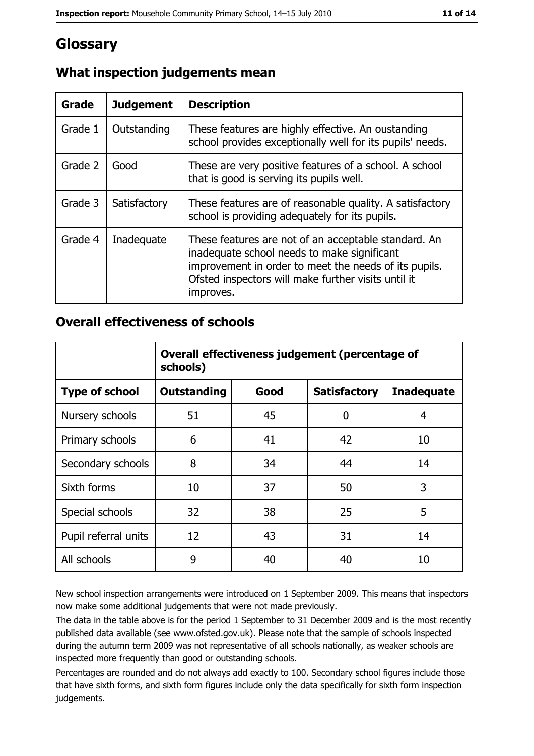# Glossary

## What inspection judgements mean

| Grade | Judgement | Description |
|---|---|---|
| Grade 1 | Outstanding | These features are highly effective. An oustanding school provides exceptionally well for its pupils' needs. |
| Grade 2 | Good | These are very positive features of a school. A school that is good is serving its pupils well. |
| Grade 3 | Satisfactory | These features are of reasonable quality. A satisfactory school is providing adequately for its pupils. |
| Grade 4 | Inadequate | These features are not of an acceptable standard. An inadequate school needs to make significant improvement in order to meet the needs of its pupils. Ofsted inspectors will make further visits until it improves. |

## Overall effectiveness of schools

| | Overall effectiveness judgement (percentage of schools) | | | |
|---|---|---|---|---|
| **Type of school** | **Outstanding** | **Good** | **Satisfactory** | **Inadequate** |
| Nursery schools | 51 | 45 | 0 | 4 |
| Primary schools | 6 | 41 | 42 | 10 |
| Secondary schools | 8 | 34 | 44 | 14 |
| Sixth forms | 10 | 37 | 50 | 3 |
| Special schools | 32 | 38 | 25 | 5 |
| Pupil referral units | 12 | 43 | 31 | 14 |
| All schools | 9 | 40 | 40 | 10 |

New school inspection arrangements were introduced on 1 September 2009. This means that inspectors now make some additional judgements that were not made previously.

The data in the table above is for the period 1 September to 31 December 2009 and is the most recently published data available (see www.ofsted.gov.uk). Please note that the sample of schools inspected during the autumn term 2009 was not representative of all schools nationally, as weaker schools are inspected more frequently than good or outstanding schools.

Percentages are rounded and do not always add exactly to 100. Secondary school figures include those that have sixth forms, and sixth form figures include only the data specifically for sixth form inspection judgements.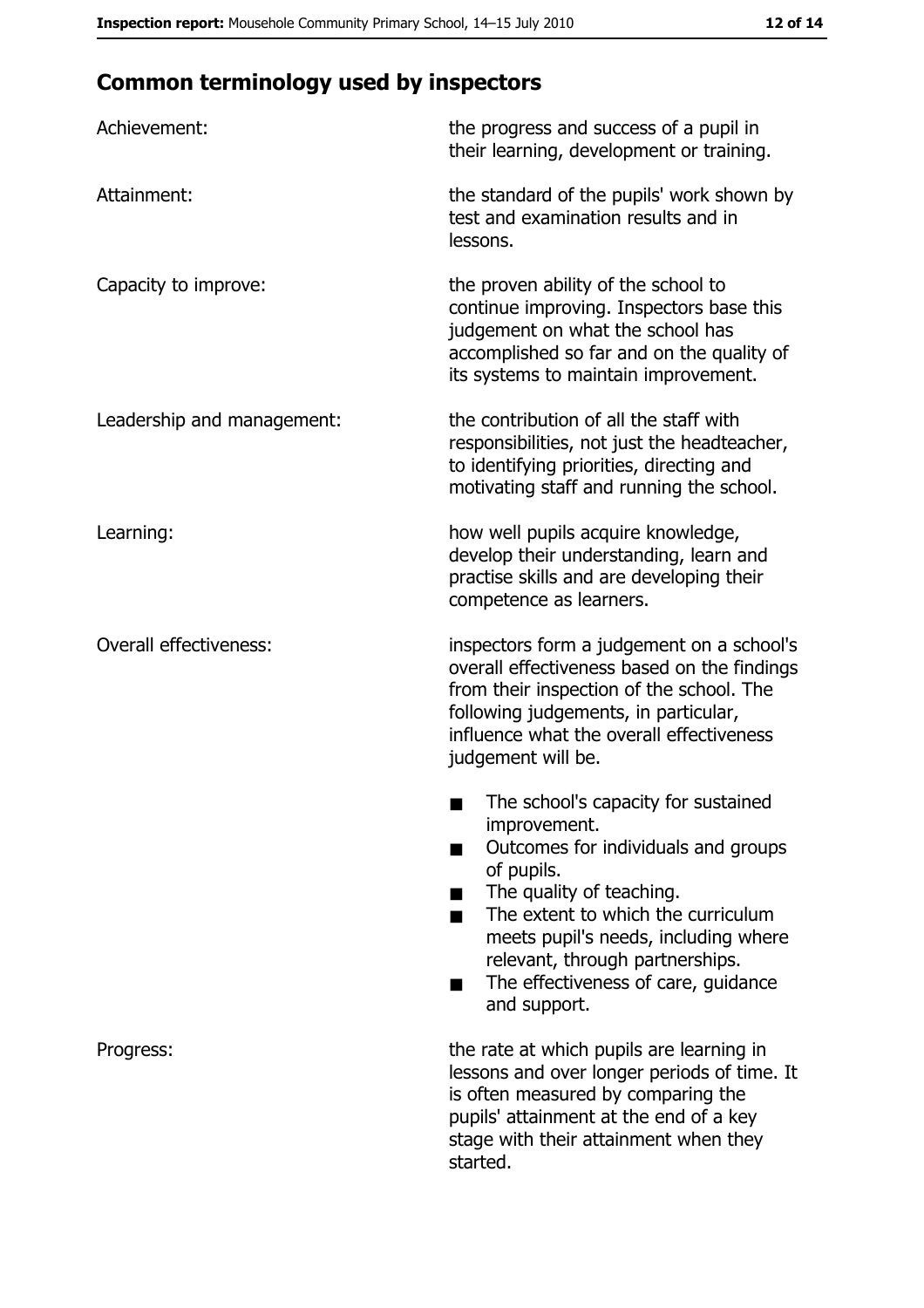## Common terminology used by inspectors

| | |
|---|---|
| Achievement: | the progress and success of a pupil in their learning, development or training. |
| Attainment: | the standard of the pupils' work shown by test and examination results and in lessons. |
| Capacity to improve: | the proven ability of the school to continue improving. Inspectors base this judgement on what the school has accomplished so far and on the quality of its systems to maintain improvement. |
| Leadership and management: | the contribution of all the staff with responsibilities, not just the headteacher, to identifying priorities, directing and motivating staff and running the school. |
| Learning: | how well pupils acquire knowledge, develop their understanding, learn and practise skills and are developing their competence as learners. |
| Overall effectiveness: | inspectors form a judgement on a school's overall effectiveness based on the findings from their inspection of the school. The following judgements, in particular, influence what the overall effectiveness judgement will be. |

- The school's capacity for sustained improvement.
- Outcomes for individuals and groups of pupils.
- The quality of teaching.
- The extent to which the curriculum meets pupil's needs, including where relevant, through partnerships.
- The effectiveness of care, guidance and support.

| | |
|---|---|
| Progress: | the rate at which pupils are learning in lessons and over longer periods of time. It is often measured by comparing the pupils' attainment at the end of a key stage with their attainment when they started. |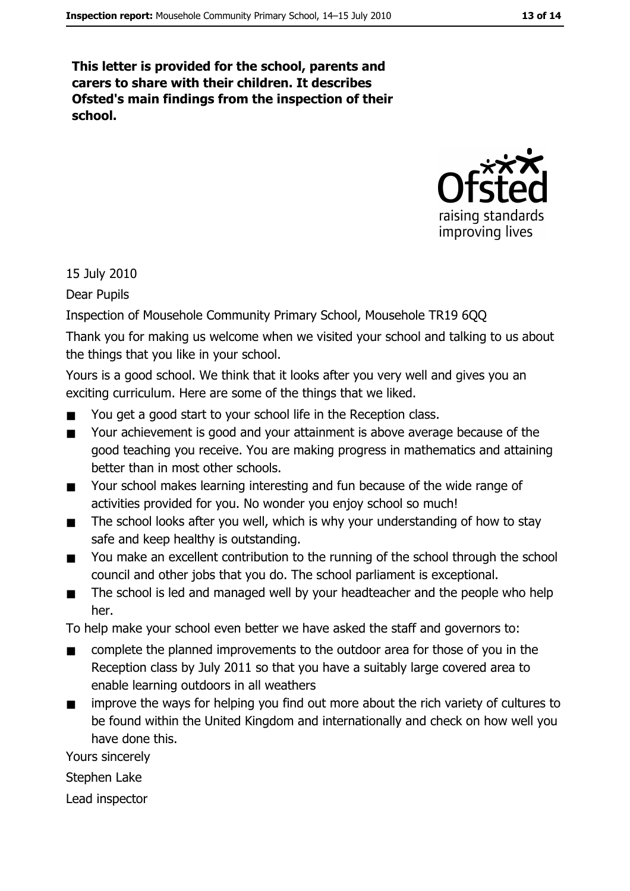**This letter is provided for the school, parents and carers to share with their children. It describes Ofsted's main findings from the inspection of their school.**

15 July 2010

Dear Pupils

Inspection of Mousehole Community Primary School, Mousehole TR19 6QQ

Thank you for making us welcome when we visited your school and talking to us about the things that you like in your school.

Yours is a good school. We think that it looks after you very well and gives you an exciting curriculum. Here are some of the things that we liked.

- You get a good start to your school life in the Reception class.
- Your achievement is good and your attainment is above average because of the good teaching you receive. You are making progress in mathematics and attaining better than in most other schools.
- Your school makes learning interesting and fun because of the wide range of activities provided for you. No wonder you enjoy school so much!
- The school looks after you well, which is why your understanding of how to stay safe and keep healthy is outstanding.
- You make an excellent contribution to the running of the school through the school council and other jobs that you do. The school parliament is exceptional.
- The school is led and managed well by your headteacher and the people who help her.

To help make your school even better we have asked the staff and governors to:

- complete the planned improvements to the outdoor area for those of you in the Reception class by July 2011 so that you have a suitably large covered area to enable learning outdoors in all weathers
- improve the ways for helping you find out more about the rich variety of cultures to be found within the United Kingdom and internationally and check on how well you have done this.

Yours sincerely

Stephen Lake

Lead inspector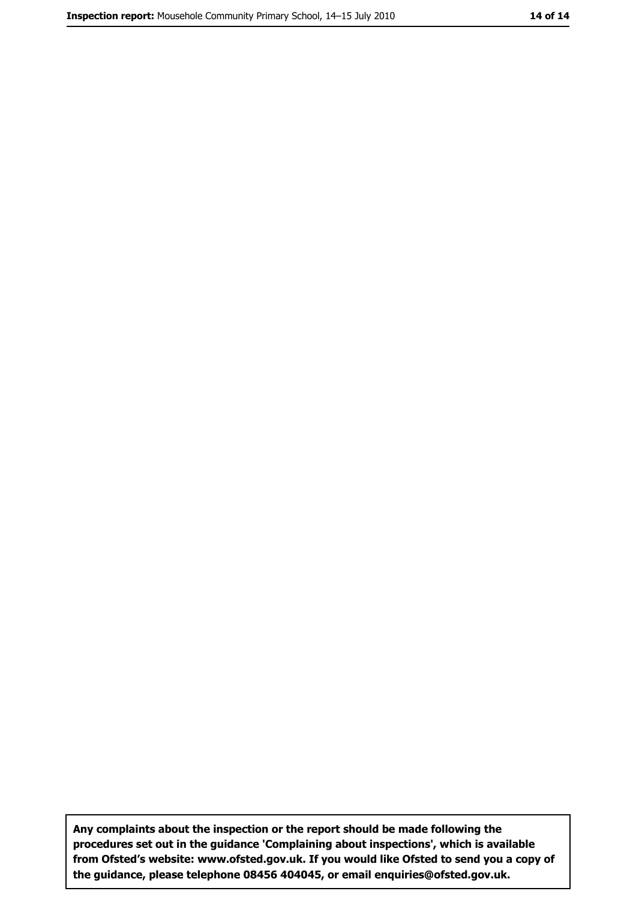**Any complaints about the inspection or the report should be made following the procedures set out in the guidance 'Complaining about inspections', which is available from Ofsted's website: www.ofsted.gov.uk. If you would like Ofsted to send you a copy of the guidance, please telephone 08456 404045, or email enquiries@ofsted.gov.uk.**